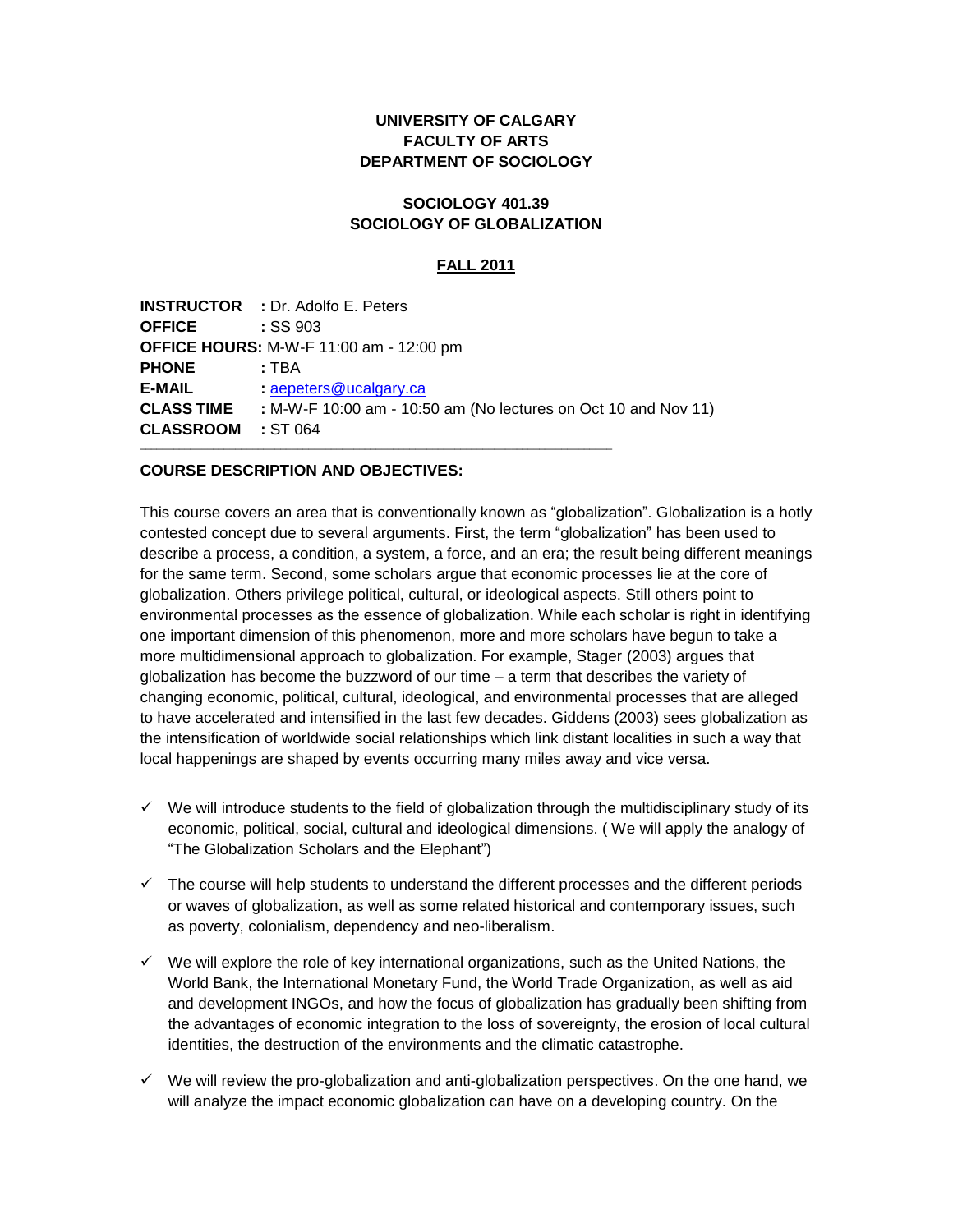**UNIVERSITY OF CALGARY**
**FACULTY OF ARTS**
**DEPARTMENT OF SOCIOLOGY**

**SOCIOLOGY 401.39**
**SOCIOLOGY OF GLOBALIZATION**

**FALL 2011**

**INSTRUCTOR** : Dr. Adolfo E. Peters
**OFFICE** : SS 903
**OFFICE HOURS:** M-W-F 11:00 am - 12:00 pm
**PHONE** : TBA
**E-MAIL** : aepeters@ucalgary.ca
**CLASS TIME** : M-W-F 10:00 am - 10:50 am (No lectures on Oct 10 and Nov 11)
**CLASSROOM** : ST 064

---

**COURSE DESCRIPTION AND OBJECTIVES:**

This course covers an area that is conventionally known as "globalization". Globalization is a hotly contested concept due to several arguments. First, the term "globalization" has been used to describe a process, a condition, a system, a force, and an era; the result being different meanings for the same term. Second, some scholars argue that economic processes lie at the core of globalization. Others privilege political, cultural, or ideological aspects. Still others point to environmental processes as the essence of globalization. While each scholar is right in identifying one important dimension of this phenomenon, more and more scholars have begun to take a more multidimensional approach to globalization. For example, Stager (2003) argues that globalization has become the buzzword of our time – a term that describes the variety of changing economic, political, cultural, ideological, and environmental processes that are alleged to have accelerated and intensified in the last few decades. Giddens (2003) sees globalization as the intensification of worldwide social relationships which link distant localities in such a way that local happenings are shaped by events occurring many miles away and vice versa.

- ✓ We will introduce students to the field of globalization through the multidisciplinary study of its economic, political, social, cultural and ideological dimensions. ( We will apply the analogy of "The Globalization Scholars and the Elephant")
- ✓ The course will help students to understand the different processes and the different periods or waves of globalization, as well as some related historical and contemporary issues, such as poverty, colonialism, dependency and neo-liberalism.
- ✓ We will explore the role of key international organizations, such as the United Nations, the World Bank, the International Monetary Fund, the World Trade Organization, as well as aid and development INGOs, and how the focus of globalization has gradually been shifting from the advantages of economic integration to the loss of sovereignty, the erosion of local cultural identities, the destruction of the environments and the climatic catastrophe.
- ✓ We will review the pro-globalization and anti-globalization perspectives. On the one hand, we will analyze the impact economic globalization can have on a developing country. On the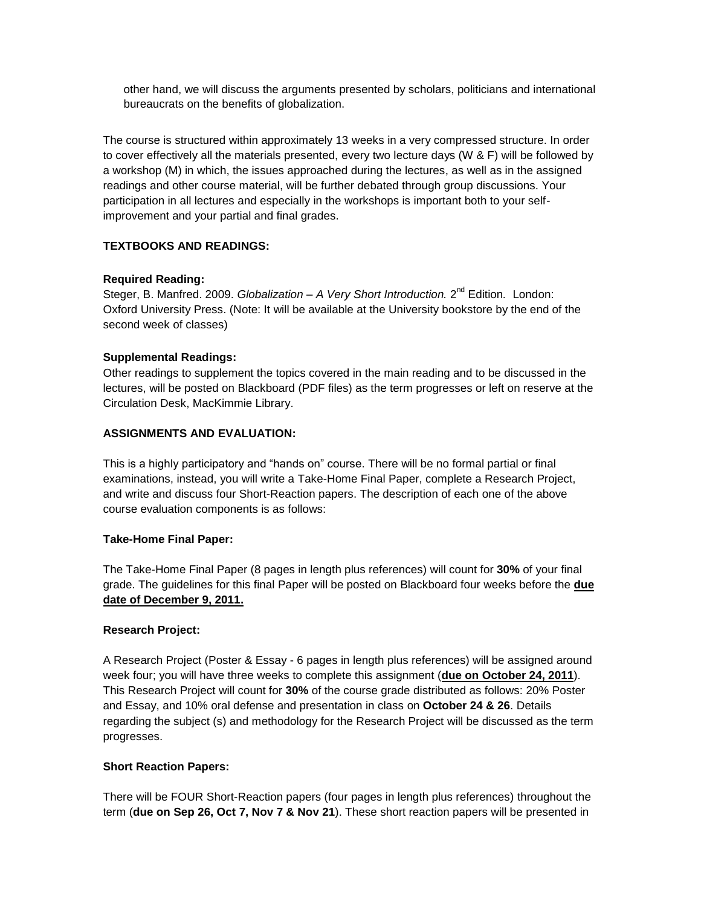other hand, we will discuss the arguments presented by scholars, politicians and international bureaucrats on the benefits of globalization.

The course is structured within approximately 13 weeks in a very compressed structure. In order to cover effectively all the materials presented, every two lecture days (W & F) will be followed by a workshop (M) in which, the issues approached during the lectures, as well as in the assigned readings and other course material, will be further debated through group discussions. Your participation in all lectures and especially in the workshops is important both to your self-improvement and your partial and final grades.

**TEXTBOOKS AND READINGS:**

**Required Reading:**
Steger, B. Manfred. 2009. *Globalization – A Very Short Introduction.* 2nd Edition. London: Oxford University Press. (Note: It will be available at the University bookstore by the end of the second week of classes)

**Supplemental Readings:**
Other readings to supplement the topics covered in the main reading and to be discussed in the lectures, will be posted on Blackboard (PDF files) as the term progresses or left on reserve at the Circulation Desk, MacKimmie Library.

**ASSIGNMENTS AND EVALUATION:**

This is a highly participatory and "hands on" course. There will be no formal partial or final examinations, instead, you will write a Take-Home Final Paper, complete a Research Project, and write and discuss four Short-Reaction papers. The description of each one of the above course evaluation components is as follows:

**Take-Home Final Paper:**

The Take-Home Final Paper (8 pages in length plus references) will count for **30%** of your final grade. The guidelines for this final Paper will be posted on Blackboard four weeks before the **due date of December 9, 2011.**

**Research Project:**

A Research Project (Poster & Essay - 6 pages in length plus references) will be assigned around week four; you will have three weeks to complete this assignment (**due on October 24, 2011**). This Research Project will count for **30%** of the course grade distributed as follows: 20% Poster and Essay, and 10% oral defense and presentation in class on **October 24 & 26**. Details regarding the subject (s) and methodology for the Research Project will be discussed as the term progresses.

**Short Reaction Papers:**

There will be FOUR Short-Reaction papers (four pages in length plus references) throughout the term (**due on Sep 26, Oct 7, Nov 7 & Nov 21**). These short reaction papers will be presented in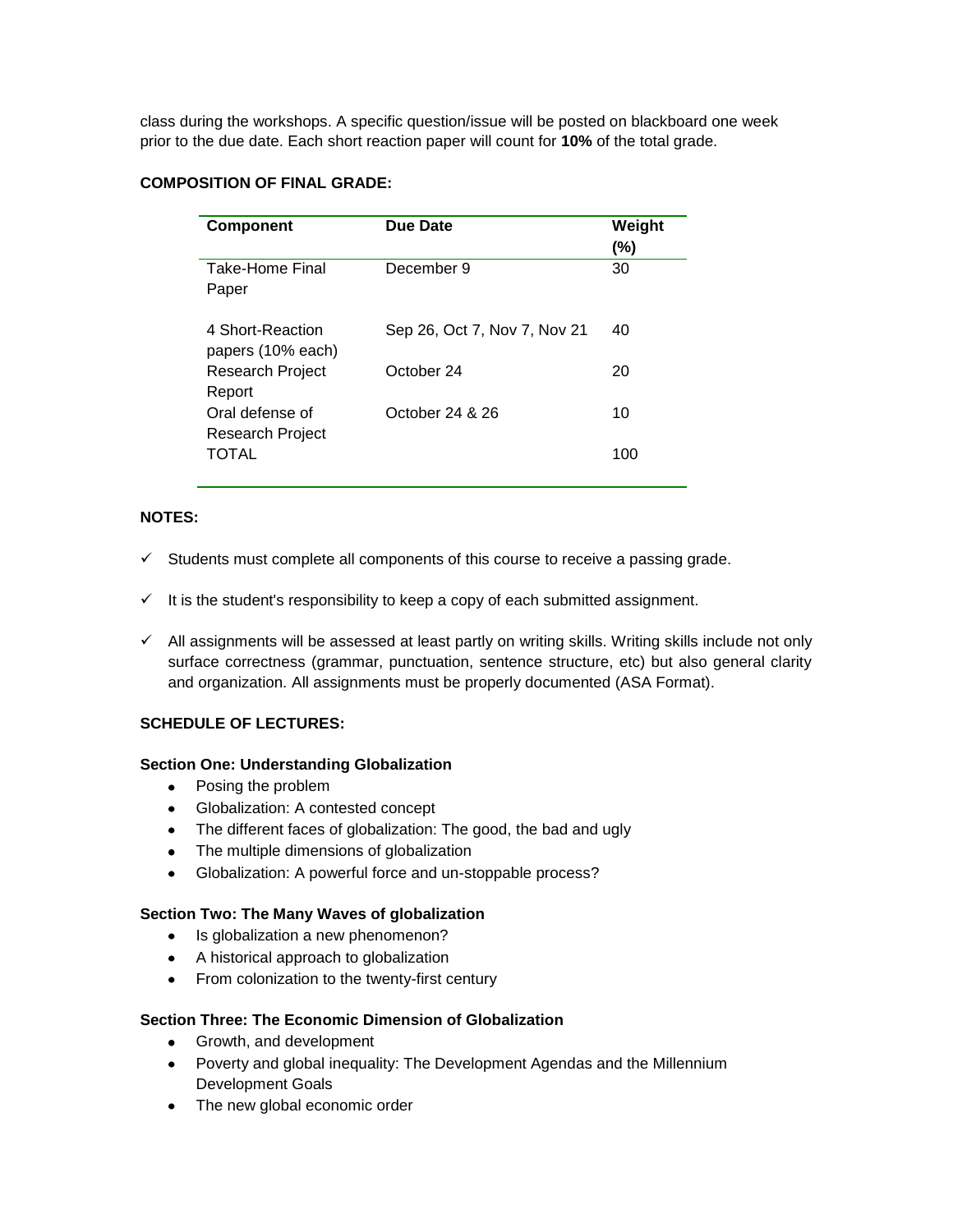class during the workshops. A specific question/issue will be posted on blackboard one week prior to the due date. Each short reaction paper will count for **10%** of the total grade.

**COMPOSITION OF FINAL GRADE:**

| Component | Due Date | Weight (%) |
|---|---|---|
| Take-Home Final Paper | December 9 | 30 |
| 4 Short-Reaction papers (10% each) | Sep 26, Oct 7, Nov 7, Nov 21 | 40 |
| Research Project Report | October 24 | 20 |
| Oral defense of Research Project | October 24 & 26 | 10 |
| TOTAL | | 100 |

**NOTES:**

- ✓ Students must complete all components of this course to receive a passing grade.
- ✓ It is the student's responsibility to keep a copy of each submitted assignment.
- ✓ All assignments will be assessed at least partly on writing skills. Writing skills include not only surface correctness (grammar, punctuation, sentence structure, etc) but also general clarity and organization. All assignments must be properly documented (ASA Format).

**SCHEDULE OF LECTURES:**

**Section One: Understanding Globalization**

- Posing the problem
- Globalization: A contested concept
- The different faces of globalization: The good, the bad and ugly
- The multiple dimensions of globalization
- Globalization: A powerful force and un-stoppable process?

**Section Two: The Many Waves of globalization**

- Is globalization a new phenomenon?
- A historical approach to globalization
- From colonization to the twenty-first century

**Section Three: The Economic Dimension of Globalization**

- Growth, and development
- Poverty and global inequality: The Development Agendas and the Millennium Development Goals
- The new global economic order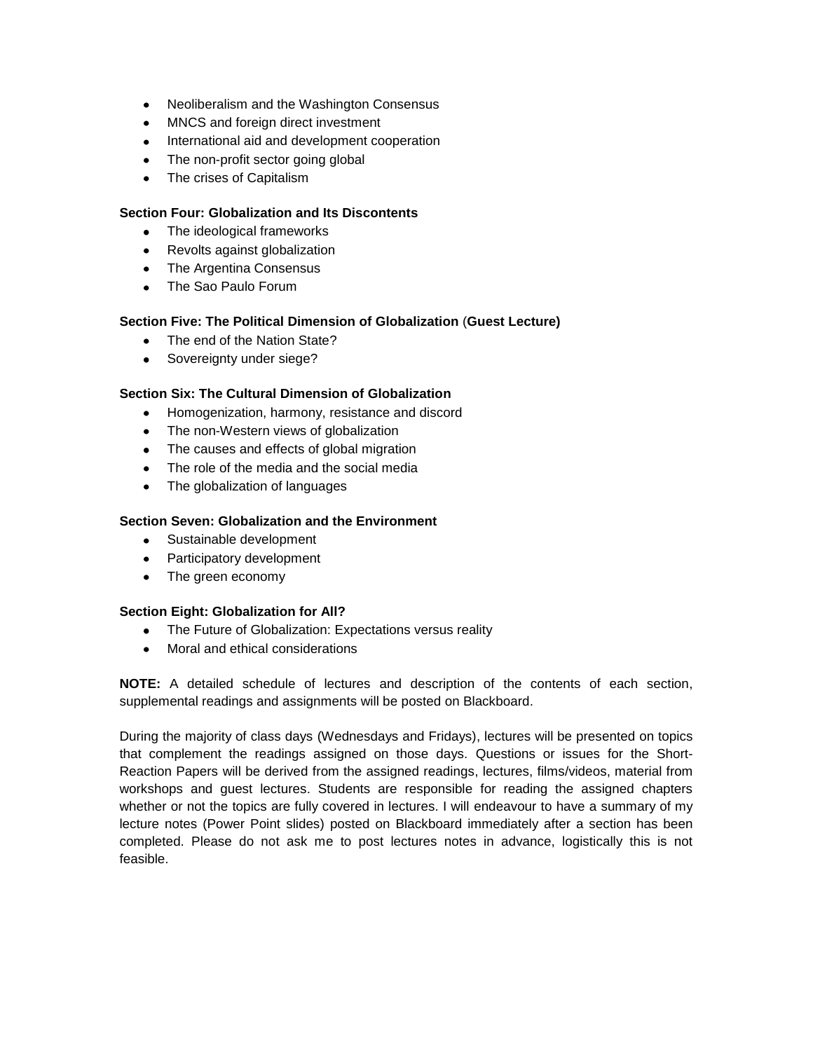- Neoliberalism and the Washington Consensus
- MNCS and foreign direct investment
- International aid and development cooperation
- The non-profit sector going global
- The crises of Capitalism

**Section Four: Globalization and Its Discontents**

- The ideological frameworks
- Revolts against globalization
- The Argentina Consensus
- The Sao Paulo Forum

**Section Five: The Political Dimension of Globalization** (**Guest Lecture)**

- The end of the Nation State?
- Sovereignty under siege?

**Section Six: The Cultural Dimension of Globalization**

- Homogenization, harmony, resistance and discord
- The non-Western views of globalization
- The causes and effects of global migration
- The role of the media and the social media
- The globalization of languages

**Section Seven: Globalization and the Environment**

- Sustainable development
- Participatory development
- The green economy

**Section Eight: Globalization for All?**

- The Future of Globalization: Expectations versus reality
- Moral and ethical considerations

**NOTE:** A detailed schedule of lectures and description of the contents of each section, supplemental readings and assignments will be posted on Blackboard.

During the majority of class days (Wednesdays and Fridays), lectures will be presented on topics that complement the readings assigned on those days. Questions or issues for the Short-Reaction Papers will be derived from the assigned readings, lectures, films/videos, material from workshops and guest lectures. Students are responsible for reading the assigned chapters whether or not the topics are fully covered in lectures. I will endeavour to have a summary of my lecture notes (Power Point slides) posted on Blackboard immediately after a section has been completed. Please do not ask me to post lectures notes in advance, logistically this is not feasible.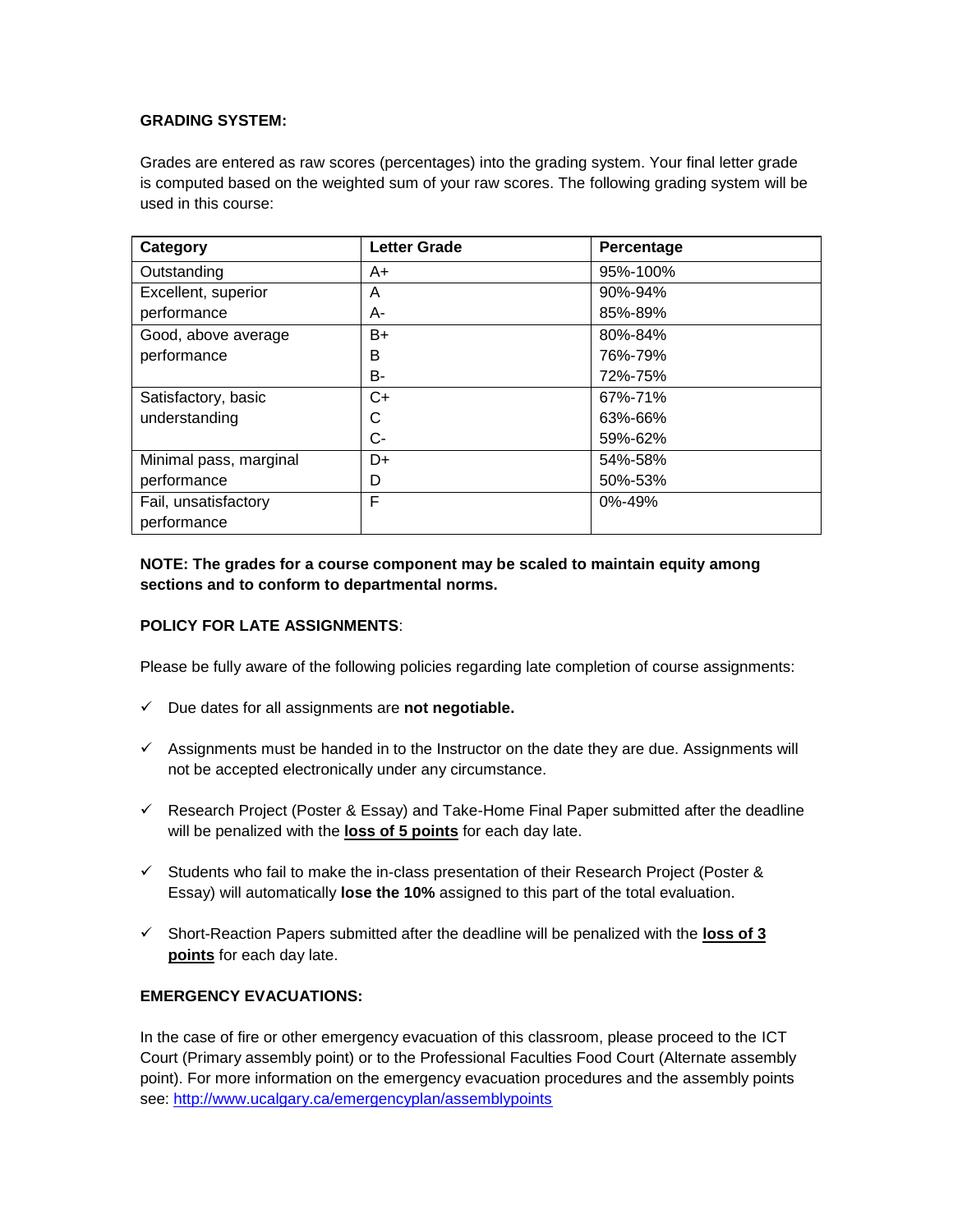**GRADING SYSTEM:**

Grades are entered as raw scores (percentages) into the grading system. Your final letter grade is computed based on the weighted sum of your raw scores. The following grading system will be used in this course:

| Category | Letter Grade | Percentage |
|---|---|---|
| Outstanding | A+ | 95%-100% |
| Excellent, superior performance | A<br>A- | 90%-94%<br>85%-89% |
| Good, above average performance | B+<br>B<br>B- | 80%-84%<br>76%-79%<br>72%-75% |
| Satisfactory, basic understanding | C+<br>C<br>C- | 67%-71%<br>63%-66%<br>59%-62% |
| Minimal pass, marginal performance | D+<br>D | 54%-58%<br>50%-53% |
| Fail, unsatisfactory performance | F | 0%-49% |

**NOTE: The grades for a course component may be scaled to maintain equity among sections and to conform to departmental norms.**

**POLICY FOR LATE ASSIGNMENTS**:

Please be fully aware of the following policies regarding late completion of course assignments:

- ✓ Due dates for all assignments are **not negotiable.**
- ✓ Assignments must be handed in to the Instructor on the date they are due. Assignments will not be accepted electronically under any circumstance.
- ✓ Research Project (Poster & Essay) and Take-Home Final Paper submitted after the deadline will be penalized with the **loss of 5 points** for each day late.
- ✓ Students who fail to make the in-class presentation of their Research Project (Poster & Essay) will automatically **lose the 10%** assigned to this part of the total evaluation.
- ✓ Short-Reaction Papers submitted after the deadline will be penalized with the **loss of 3 points** for each day late.

**EMERGENCY EVACUATIONS:**

In the case of fire or other emergency evacuation of this classroom, please proceed to the ICT Court (Primary assembly point) or to the Professional Faculties Food Court (Alternate assembly point). For more information on the emergency evacuation procedures and the assembly points see: http://www.ucalgary.ca/emergencyplan/assemblypoints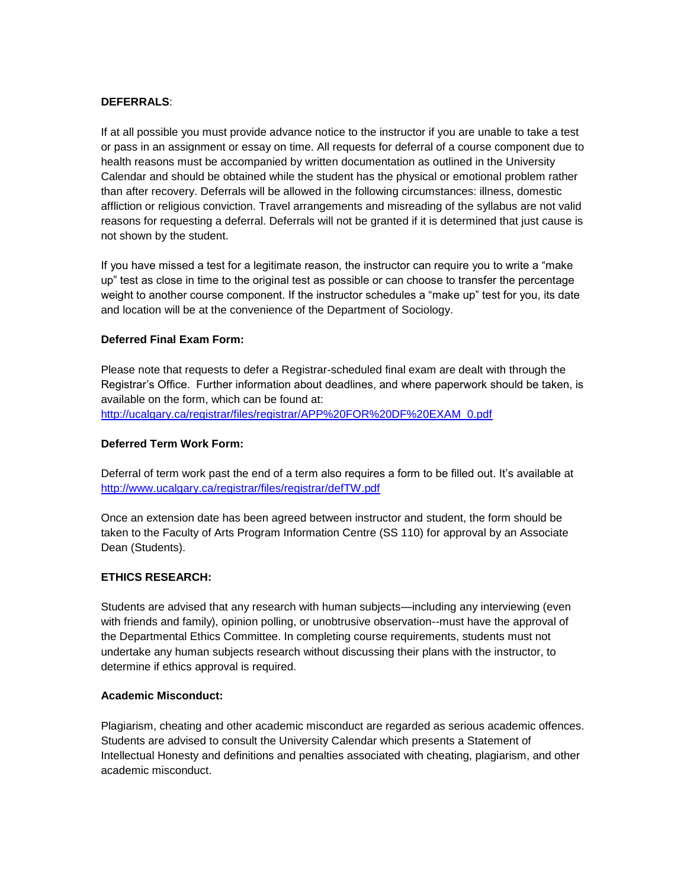**DEFERRALS**:

If at all possible you must provide advance notice to the instructor if you are unable to take a test or pass in an assignment or essay on time. All requests for deferral of a course component due to health reasons must be accompanied by written documentation as outlined in the University Calendar and should be obtained while the student has the physical or emotional problem rather than after recovery. Deferrals will be allowed in the following circumstances: illness, domestic affliction or religious conviction. Travel arrangements and misreading of the syllabus are not valid reasons for requesting a deferral. Deferrals will not be granted if it is determined that just cause is not shown by the student.

If you have missed a test for a legitimate reason, the instructor can require you to write a "make up" test as close in time to the original test as possible or can choose to transfer the percentage weight to another course component. If the instructor schedules a "make up" test for you, its date and location will be at the convenience of the Department of Sociology.

**Deferred Final Exam Form:**

Please note that requests to defer a Registrar-scheduled final exam are dealt with through the Registrar's Office. Further information about deadlines, and where paperwork should be taken, is available on the form, which can be found at:
http://ucalgary.ca/registrar/files/registrar/APP%20FOR%20DF%20EXAM_0.pdf

**Deferred Term Work Form:**

Deferral of term work past the end of a term also requires a form to be filled out. It's available at http://www.ucalgary.ca/registrar/files/registrar/defTW.pdf

Once an extension date has been agreed between instructor and student, the form should be taken to the Faculty of Arts Program Information Centre (SS 110) for approval by an Associate Dean (Students).

**ETHICS RESEARCH:**

Students are advised that any research with human subjects—including any interviewing (even with friends and family), opinion polling, or unobtrusive observation--must have the approval of the Departmental Ethics Committee. In completing course requirements, students must not undertake any human subjects research without discussing their plans with the instructor, to determine if ethics approval is required.

**Academic Misconduct:**

Plagiarism, cheating and other academic misconduct are regarded as serious academic offences. Students are advised to consult the University Calendar which presents a Statement of Intellectual Honesty and definitions and penalties associated with cheating, plagiarism, and other academic misconduct.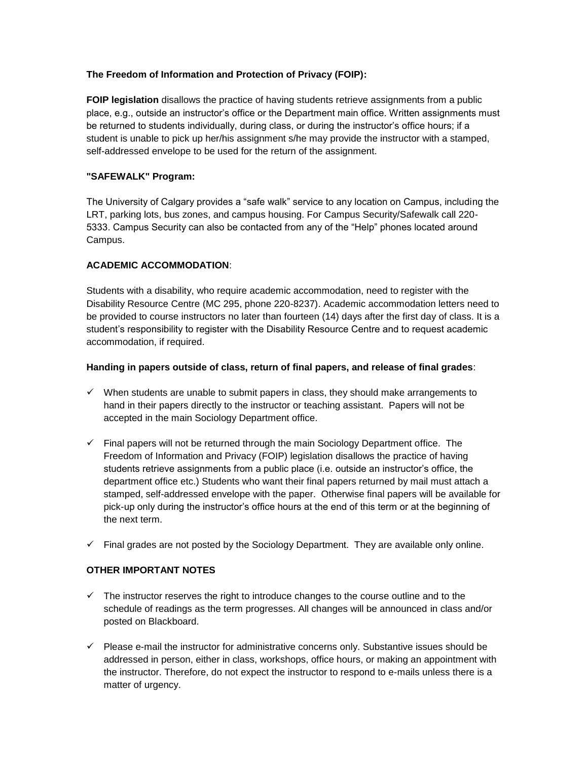**The Freedom of Information and Protection of Privacy (FOIP):**

**FOIP legislation** disallows the practice of having students retrieve assignments from a public place, e.g., outside an instructor's office or the Department main office. Written assignments must be returned to students individually, during class, or during the instructor's office hours; if a student is unable to pick up her/his assignment s/he may provide the instructor with a stamped, self-addressed envelope to be used for the return of the assignment.

**"SAFEWALK" Program:**

The University of Calgary provides a "safe walk" service to any location on Campus, including the LRT, parking lots, bus zones, and campus housing. For Campus Security/Safewalk call 220-5333. Campus Security can also be contacted from any of the "Help" phones located around Campus.

**ACADEMIC ACCOMMODATION**:

Students with a disability, who require academic accommodation, need to register with the Disability Resource Centre (MC 295, phone 220-8237). Academic accommodation letters need to be provided to course instructors no later than fourteen (14) days after the first day of class. It is a student's responsibility to register with the Disability Resource Centre and to request academic accommodation, if required.

**Handing in papers outside of class, return of final papers, and release of final grades**:

- ✓ When students are unable to submit papers in class, they should make arrangements to hand in their papers directly to the instructor or teaching assistant. Papers will not be accepted in the main Sociology Department office.
- ✓ Final papers will not be returned through the main Sociology Department office. The Freedom of Information and Privacy (FOIP) legislation disallows the practice of having students retrieve assignments from a public place (i.e. outside an instructor's office, the department office etc.) Students who want their final papers returned by mail must attach a stamped, self-addressed envelope with the paper. Otherwise final papers will be available for pick-up only during the instructor's office hours at the end of this term or at the beginning of the next term.
- ✓ Final grades are not posted by the Sociology Department. They are available only online.

**OTHER IMPORTANT NOTES**

- ✓ The instructor reserves the right to introduce changes to the course outline and to the schedule of readings as the term progresses. All changes will be announced in class and/or posted on Blackboard.
- ✓ Please e-mail the instructor for administrative concerns only. Substantive issues should be addressed in person, either in class, workshops, office hours, or making an appointment with the instructor. Therefore, do not expect the instructor to respond to e-mails unless there is a matter of urgency.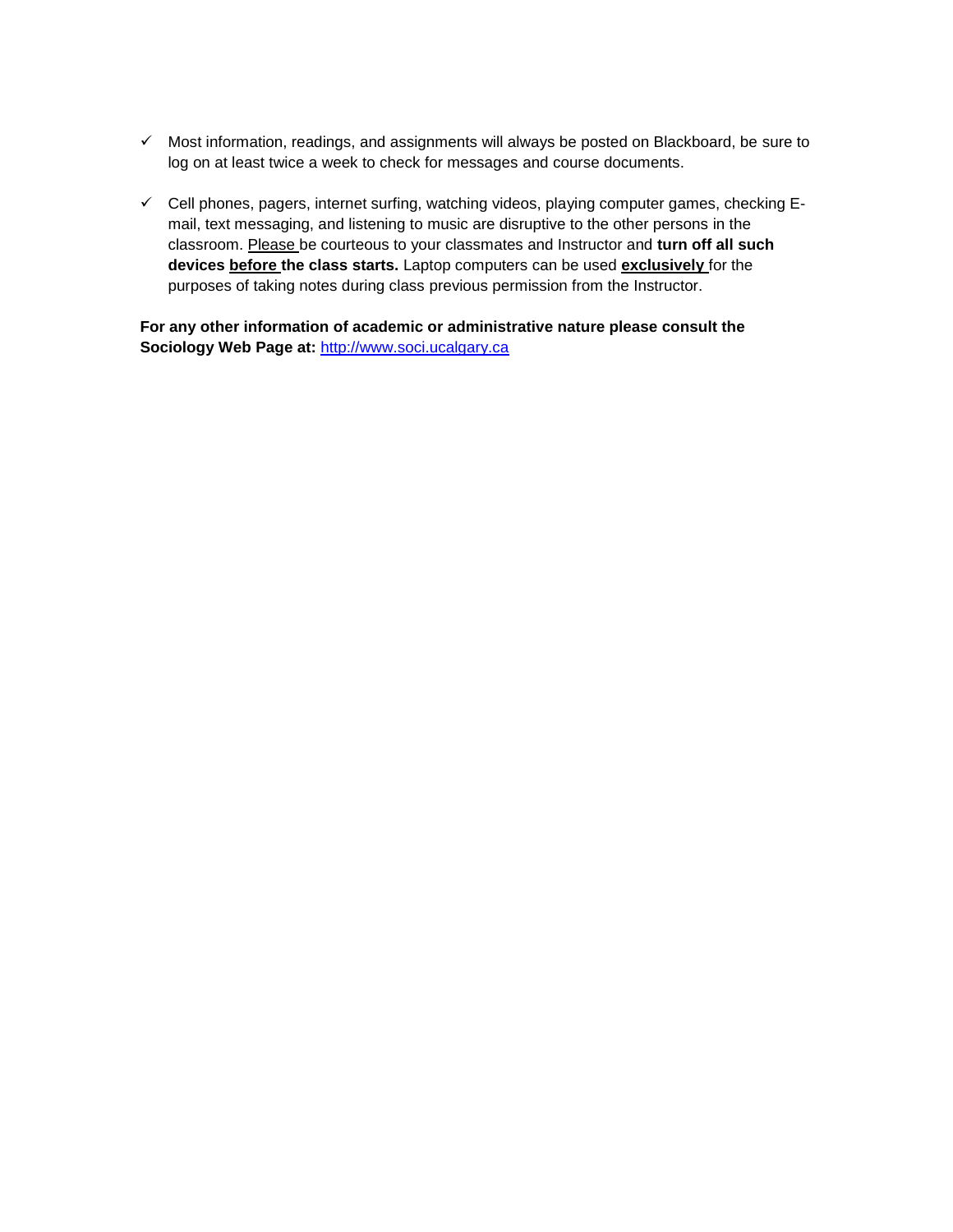- ✓ Most information, readings, and assignments will always be posted on Blackboard, be sure to log on at least twice a week to check for messages and course documents.

- ✓ Cell phones, pagers, internet surfing, watching videos, playing computer games, checking E-mail, text messaging, and listening to music are disruptive to the other persons in the classroom. Please be courteous to your classmates and Instructor and **turn off all such devices before the class starts.** Laptop computers can be used **exclusively** for the purposes of taking notes during class previous permission from the Instructor.

**For any other information of academic or administrative nature please consult the Sociology Web Page at:** http://www.soci.ucalgary.ca